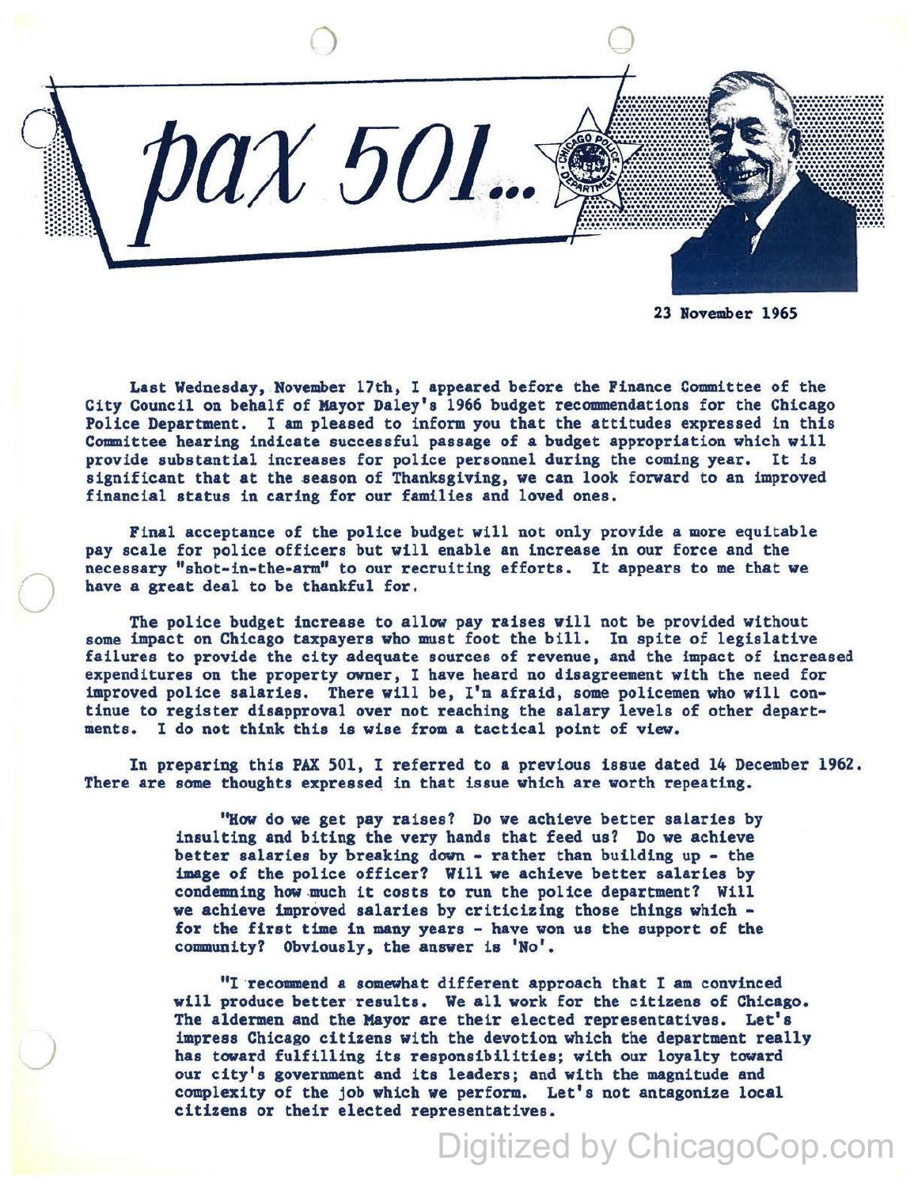# pax 501...

23 November 1965

Last Wednesday, November 17th, I appeared before the Finance Committee of the City Council on behalf of Mayor Daley's 1966 budget recommendations for the Chicago Police Department. I am pleased to inform you that the attitudes expressed in this Committee hearing indicate successful passage of a budget appropriation which will provide substantial increases for police personnel during the coming year. It is significant that at the season of Thanksgiving, we can look forward to an improved financial status in caring for our families and loved ones.

Final acceptance of the police budget will not only provide a more equitable pay scale for police officers but will enable an increase in our force and the necessary "shot-in-the-arm" to our recruiting efforts. It appears to me that we have a great deal to be thankful for.

The police budget increase to allow pay raises will not be provided without some impact on Chicago taxpayers who must foot the bill. In spite of legislative failures to provide the city adequate sources of revenue, and the impact of increased expenditures on the property owner, I have heard no disagreement with the need for improved police salaries. There will be, I'm afraid, some policemen who will continue to register disapproval over not reaching the salary levels of other departments. I do not think this is wise from a tactical point of view.

In preparing this PAX 501, I referred to a previous issue dated 14 December 1962. There are some thoughts expressed in that issue which are worth repeating.

> "How do we get pay raises? Do we achieve better salaries by insulting and biting the very hands that feed us? Do we achieve better salaries by breaking down - rather than building up - the image of the police officer? Will we achieve better salaries by condemning how much it costs to run the police department? Will we achieve improved salaries by criticizing those things which - for the first time in many years - have won us the support of the community? Obviously, the answer is 'No'.
>
> "I recommend a somewhat different approach that I am convinced will produce better results. We all work for the citizens of Chicago. The aldermen and the Mayor are their elected representatives. Let's impress Chicago citizens with the devotion which the department really has toward fulfilling its responsibilities; with our loyalty toward our city's government and its leaders; and with the magnitude and complexity of the job which we perform. Let's not antagonize local citizens or their elected representatives.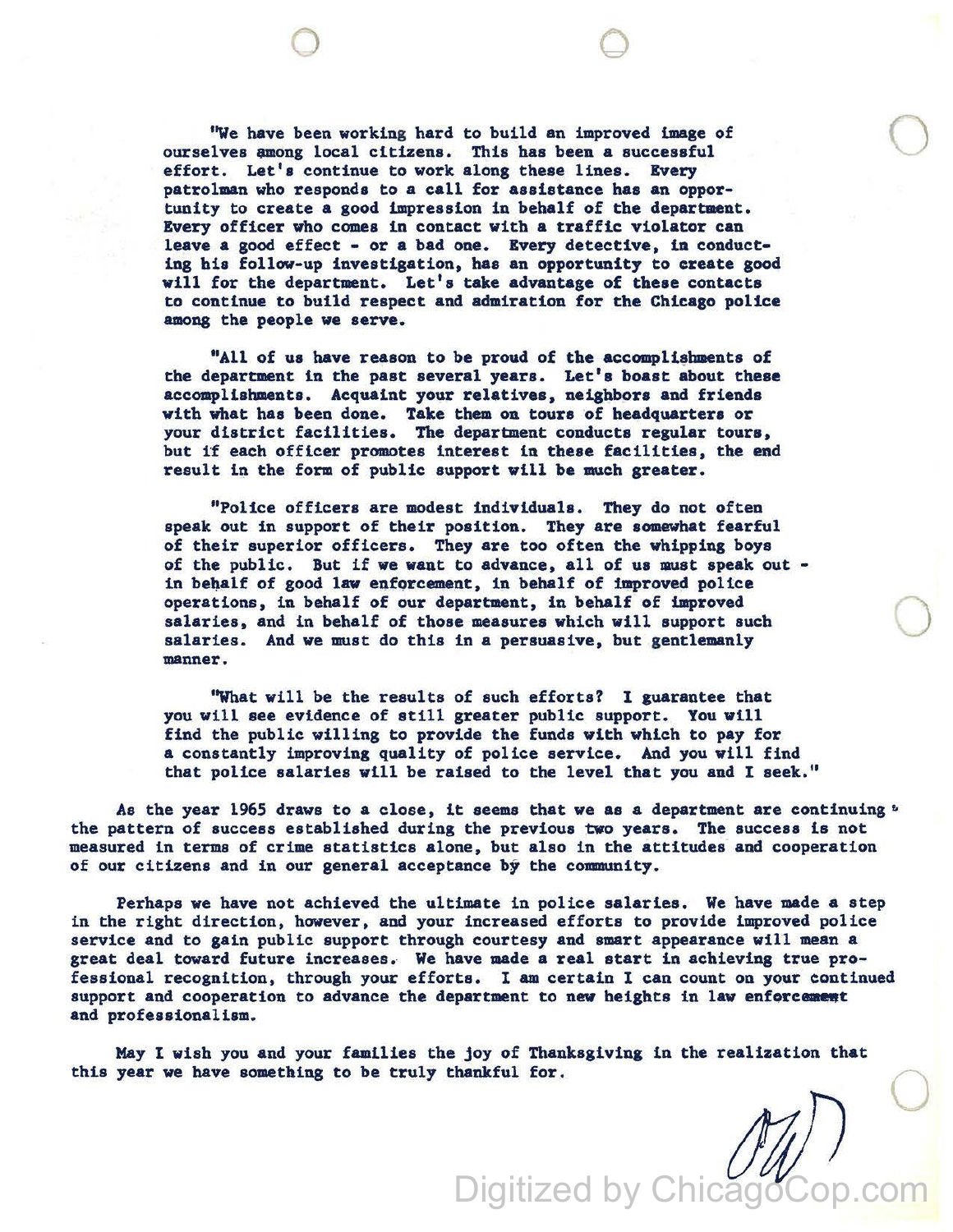"We have been working hard to build an improved image of ourselves among local citizens. This has been a successful effort. Let's continue to work along these lines. Every patrolman who responds to a call for assistance has an opportunity to create a good impression in behalf of the department. Every officer who comes in contact with a traffic violator can leave a good effect - or a bad one. Every detective, in conducting his follow-up investigation, has an opportunity to create good will for the department. Let's take advantage of these contacts to continue to build respect and admiration for the Chicago police among the people we serve.

"All of us have reason to be proud of the accomplishments of the department in the past several years. Let's boast about these accomplishments. Acquaint your relatives, neighbors and friends with what has been done. Take them on tours of headquarters or your district facilities. The department conducts regular tours, but if each officer promotes interest in these facilities, the end result in the form of public support will be much greater.

"Police officers are modest individuals. They do not often speak out in support of their position. They are somewhat fearful of their superior officers. They are too often the whipping boys of the public. But if we want to advance, all of us must speak out - in behalf of good law enforcement, in behalf of improved police operations, in behalf of our department, in behalf of improved salaries, and in behalf of those measures which will support such salaries. And we must do this in a persuasive, but gentlemanly manner.

"What will be the results of such efforts? I guarantee that you will see evidence of still greater public support. You will find the public willing to provide the funds with which to pay for a constantly improving quality of police service. And you will find that police salaries will be raised to the level that you and I seek."

As the year 1965 draws to a close, it seems that we as a department are continuing the pattern of success established during the previous two years. The success is not measured in terms of crime statistics alone, but also in the attitudes and cooperation of our citizens and in our general acceptance by the community.

Perhaps we have not achieved the ultimate in police salaries. We have made a step in the right direction, however, and your increased efforts to provide improved police service and to gain public support through courtesy and smart appearance will mean a great deal toward future increases. We have made a real start in achieving true professional recognition, through your efforts. I am certain I can count on your continued support and cooperation to advance the department to new heights in law enforcement and professionalism.

May I wish you and your families the joy of Thanksgiving in the realization that this year we have something to be truly thankful for.